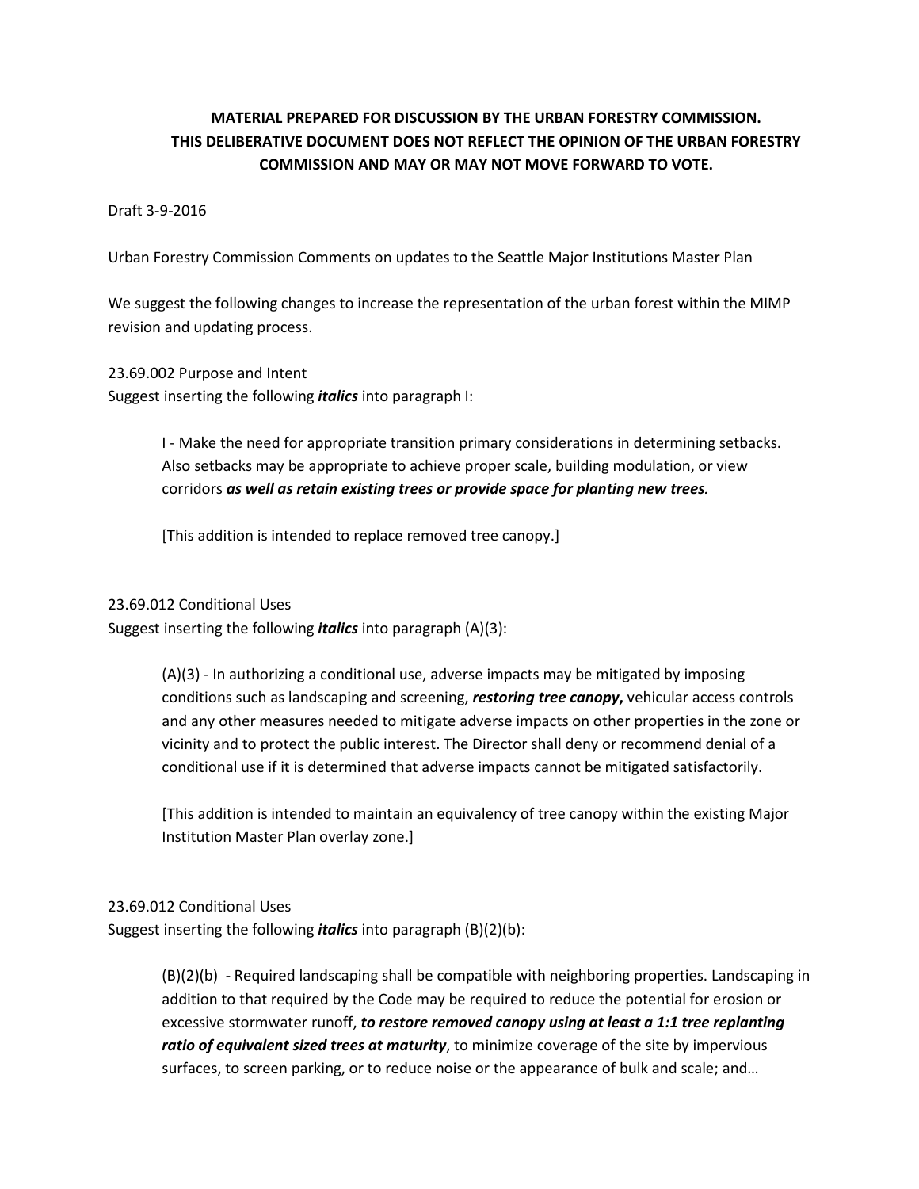**MATERIAL PREPARED FOR DISCUSSION BY THE URBAN FORESTRY COMMISSION. THIS DELIBERATIVE DOCUMENT DOES NOT REFLECT THE OPINION OF THE URBAN FORESTRY COMMISSION AND MAY OR MAY NOT MOVE FORWARD TO VOTE.**

Draft 3-9-2016

Urban Forestry Commission Comments on updates to the Seattle Major Institutions Master Plan

We suggest the following changes to increase the representation of the urban forest within the MIMP revision and updating process.

23.69.002 Purpose and Intent
Suggest inserting the following ***italics*** into paragraph I:

> I - Make the need for appropriate transition primary considerations in determining setbacks. Also setbacks may be appropriate to achieve proper scale, building modulation, or view corridors ***as well as retain existing trees or provide space for planting new trees****.*
>
> [This addition is intended to replace removed tree canopy.]

23.69.012 Conditional Uses
Suggest inserting the following ***italics*** into paragraph (A)(3):

> (A)(3) - In authorizing a conditional use, adverse impacts may be mitigated by imposing conditions such as landscaping and screening, ***restoring tree canopy*****,** vehicular access controls and any other measures needed to mitigate adverse impacts on other properties in the zone or vicinity and to protect the public interest. The Director shall deny or recommend denial of a conditional use if it is determined that adverse impacts cannot be mitigated satisfactorily.
>
> [This addition is intended to maintain an equivalency of tree canopy within the existing Major Institution Master Plan overlay zone.]

23.69.012 Conditional Uses
Suggest inserting the following ***italics*** into paragraph (B)(2)(b):

> (B)(2)(b) - Required landscaping shall be compatible with neighboring properties. Landscaping in addition to that required by the Code may be required to reduce the potential for erosion or excessive stormwater runoff, ***to restore removed canopy using at least a 1:1 tree replanting ratio of equivalent sized trees at maturity***, to minimize coverage of the site by impervious surfaces, to screen parking, or to reduce noise or the appearance of bulk and scale; and…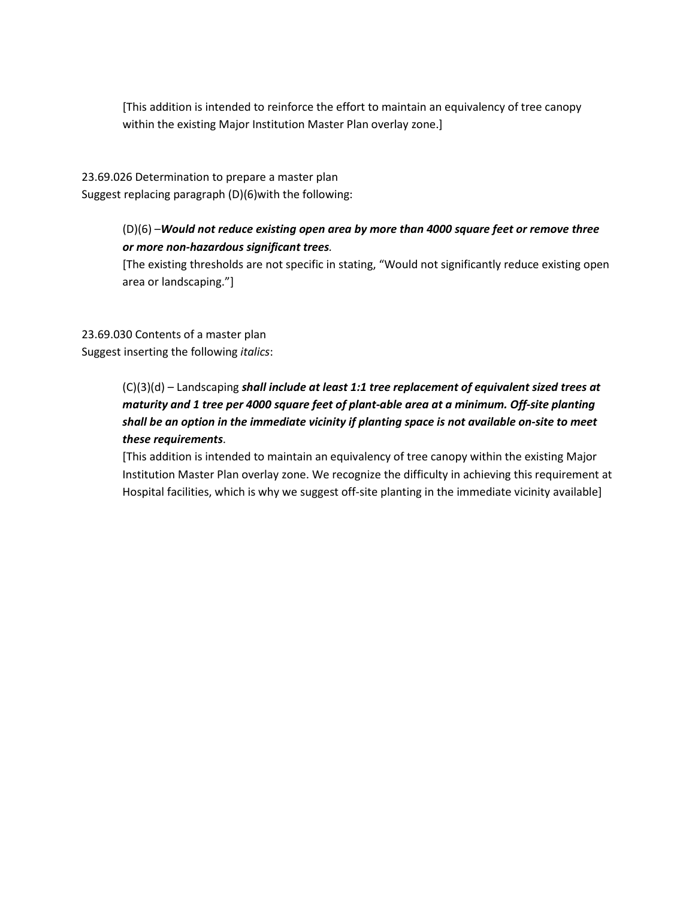[This addition is intended to reinforce the effort to maintain an equivalency of tree canopy within the existing Major Institution Master Plan overlay zone.]

23.69.026 Determination to prepare a master plan
Suggest replacing paragraph (D)(6)with the following:

> (D)(6) –***Would not reduce existing open area by more than 4000 square feet or remove three or more non-hazardous significant trees****.*
> [The existing thresholds are not specific in stating, "Would not significantly reduce existing open area or landscaping."]

23.69.030 Contents of a master plan
Suggest inserting the following *italics*:

> (C)(3)(d) – Landscaping ***shall include at least 1:1 tree replacement of equivalent sized trees at maturity and 1 tree per 4000 square feet of plant-able area at a minimum. Off-site planting shall be an option in the immediate vicinity if planting space is not available on-site to meet these requirements****.*
> [This addition is intended to maintain an equivalency of tree canopy within the existing Major Institution Master Plan overlay zone. We recognize the difficulty in achieving this requirement at Hospital facilities, which is why we suggest off-site planting in the immediate vicinity available]